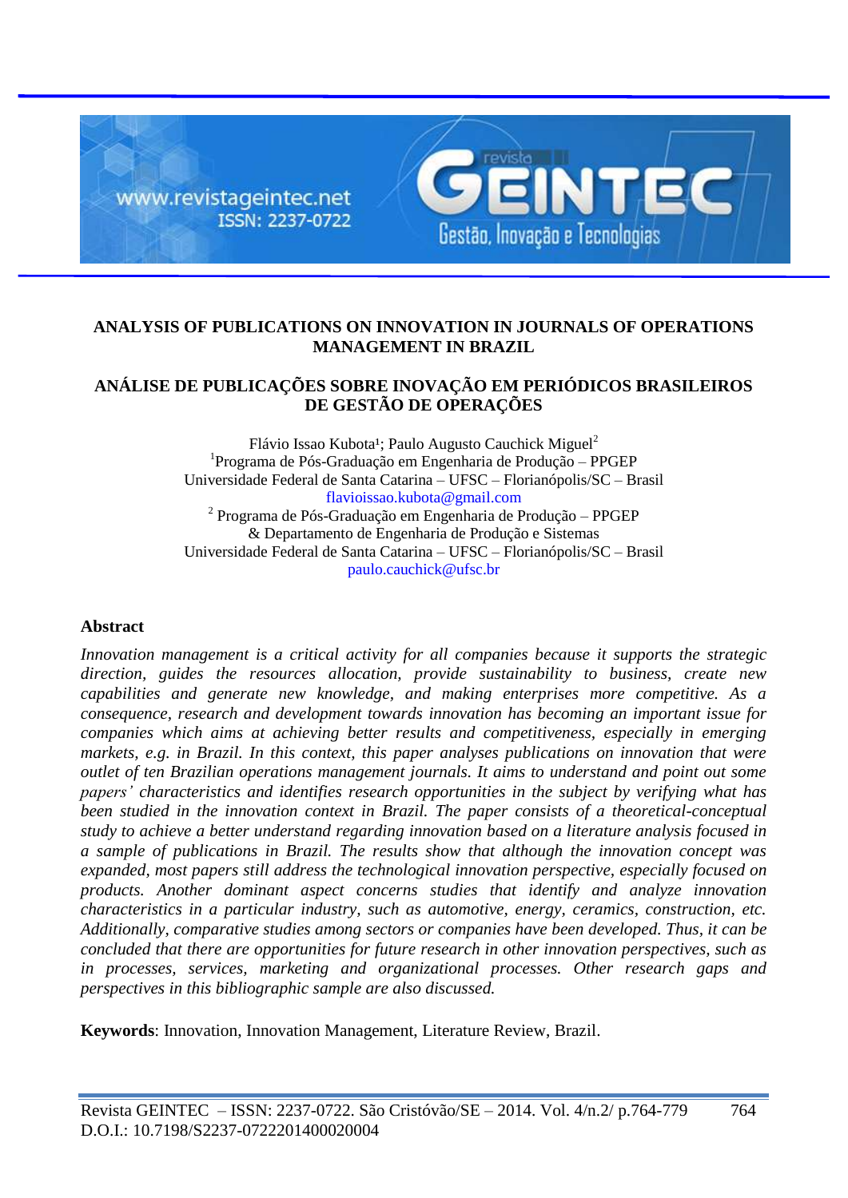# ANALYSIS OF PUBLICATIONS ON INNOVATION IN JOURNALS OF OPERATIONS MANAGEMENT IN BRAZIL

# ANÁLISE DE PUBLICAÇÕES SOBRE INOVAÇÃO EM PERIÓDICOS BRASILEIROS DE GESTÃO DE OPERAÇÕES

Flávio Issao Kubota[1]; Paulo Augusto Cauchick Miguel[2]

[1]Programa de Pós-Graduação em Engenharia de Produção – PPGEP
Universidade Federal de Santa Catarina – UFSC – Florianópolis/SC – Brasil
flavioissao.kubota@gmail.com

[2] Programa de Pós-Graduação em Engenharia de Produção – PPGEP
& Departamento de Engenharia de Produção e Sistemas
Universidade Federal de Santa Catarina – UFSC – Florianópolis/SC – Brasil
paulo.cauchick@ufsc.br

## Abstract

*Innovation management is a critical activity for all companies because it supports the strategic direction, guides the resources allocation, provide sustainability to business, create new capabilities and generate new knowledge, and making enterprises more competitive. As a consequence, research and development towards innovation has becoming an important issue for companies which aims at achieving better results and competitiveness, especially in emerging markets, e.g. in Brazil. In this context, this paper analyses publications on innovation that were outlet of ten Brazilian operations management journals. It aims to understand and point out some papers' characteristics and identifies research opportunities in the subject by verifying what has been studied in the innovation context in Brazil. The paper consists of a theoretical-conceptual study to achieve a better understand regarding innovation based on a literature analysis focused in a sample of publications in Brazil. The results show that although the innovation concept was expanded, most papers still address the technological innovation perspective, especially focused on products. Another dominant aspect concerns studies that identify and analyze innovation characteristics in a particular industry, such as automotive, energy, ceramics, construction, etc. Additionally, comparative studies among sectors or companies have been developed. Thus, it can be concluded that there are opportunities for future research in other innovation perspectives, such as in processes, services, marketing and organizational processes. Other research gaps and perspectives in this bibliographic sample are also discussed.*

**Keywords**: Innovation, Innovation Management, Literature Review, Brazil.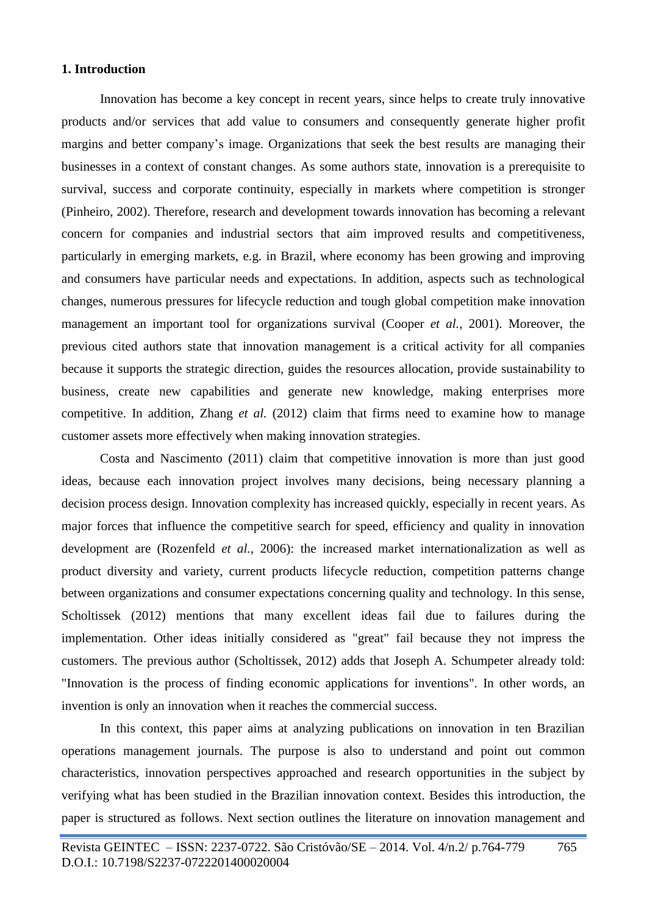## 1. Introduction

Innovation has become a key concept in recent years, since helps to create truly innovative products and/or services that add value to consumers and consequently generate higher profit margins and better company's image. Organizations that seek the best results are managing their businesses in a context of constant changes. As some authors state, innovation is a prerequisite to survival, success and corporate continuity, especially in markets where competition is stronger (Pinheiro, 2002). Therefore, research and development towards innovation has becoming a relevant concern for companies and industrial sectors that aim improved results and competitiveness, particularly in emerging markets, e.g. in Brazil, where economy has been growing and improving and consumers have particular needs and expectations. In addition, aspects such as technological changes, numerous pressures for lifecycle reduction and tough global competition make innovation management an important tool for organizations survival (Cooper *et al.*, 2001). Moreover, the previous cited authors state that innovation management is a critical activity for all companies because it supports the strategic direction, guides the resources allocation, provide sustainability to business, create new capabilities and generate new knowledge, making enterprises more competitive. In addition, Zhang *et al.* (2012) claim that firms need to examine how to manage customer assets more effectively when making innovation strategies.

Costa and Nascimento (2011) claim that competitive innovation is more than just good ideas, because each innovation project involves many decisions, being necessary planning a decision process design. Innovation complexity has increased quickly, especially in recent years. As major forces that influence the competitive search for speed, efficiency and quality in innovation development are (Rozenfeld *et al.*, 2006): the increased market internationalization as well as product diversity and variety, current products lifecycle reduction, competition patterns change between organizations and consumer expectations concerning quality and technology. In this sense, Scholtissek (2012) mentions that many excellent ideas fail due to failures during the implementation. Other ideas initially considered as "great" fail because they not impress the customers. The previous author (Scholtissek, 2012) adds that Joseph A. Schumpeter already told: "Innovation is the process of finding economic applications for inventions". In other words, an invention is only an innovation when it reaches the commercial success.

In this context, this paper aims at analyzing publications on innovation in ten Brazilian operations management journals. The purpose is also to understand and point out common characteristics, innovation perspectives approached and research opportunities in the subject by verifying what has been studied in the Brazilian innovation context. Besides this introduction, the paper is structured as follows. Next section outlines the literature on innovation management and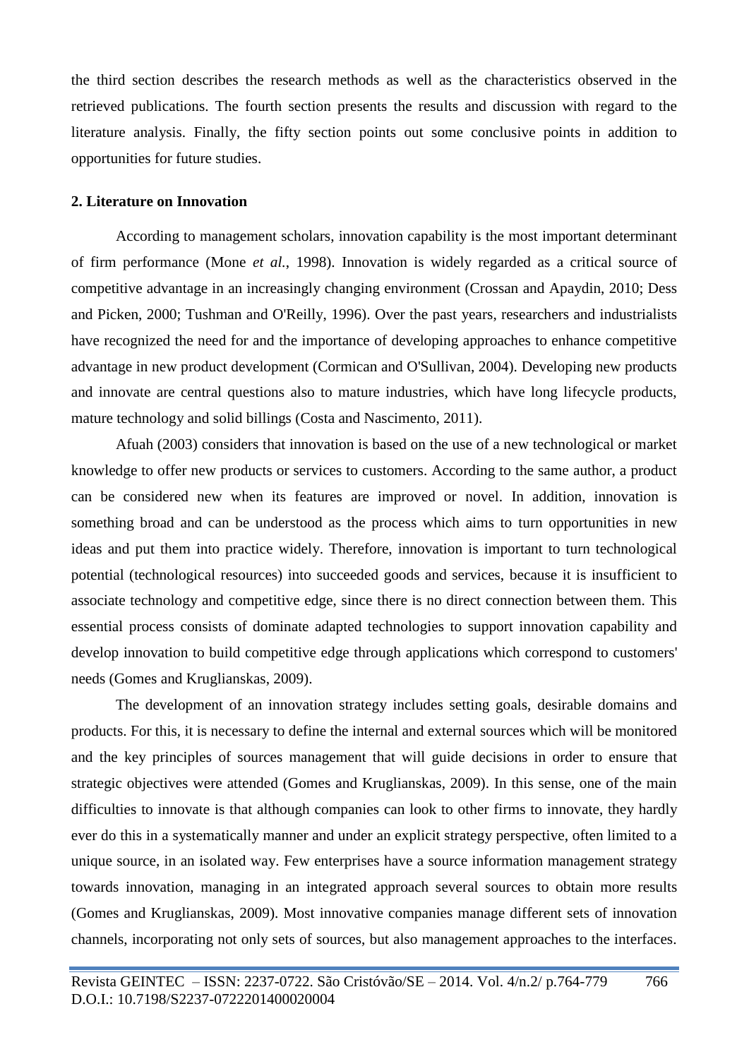the third section describes the research methods as well as the characteristics observed in the retrieved publications. The fourth section presents the results and discussion with regard to the literature analysis. Finally, the fifty section points out some conclusive points in addition to opportunities for future studies.

## 2. Literature on Innovation

According to management scholars, innovation capability is the most important determinant of firm performance (Mone *et al.*, 1998). Innovation is widely regarded as a critical source of competitive advantage in an increasingly changing environment (Crossan and Apaydin, 2010; Dess and Picken, 2000; Tushman and O'Reilly, 1996). Over the past years, researchers and industrialists have recognized the need for and the importance of developing approaches to enhance competitive advantage in new product development (Cormican and O'Sullivan, 2004). Developing new products and innovate are central questions also to mature industries, which have long lifecycle products, mature technology and solid billings (Costa and Nascimento, 2011).

Afuah (2003) considers that innovation is based on the use of a new technological or market knowledge to offer new products or services to customers. According to the same author, a product can be considered new when its features are improved or novel. In addition, innovation is something broad and can be understood as the process which aims to turn opportunities in new ideas and put them into practice widely. Therefore, innovation is important to turn technological potential (technological resources) into succeeded goods and services, because it is insufficient to associate technology and competitive edge, since there is no direct connection between them. This essential process consists of dominate adapted technologies to support innovation capability and develop innovation to build competitive edge through applications which correspond to customers' needs (Gomes and Kruglianskas, 2009).

The development of an innovation strategy includes setting goals, desirable domains and products. For this, it is necessary to define the internal and external sources which will be monitored and the key principles of sources management that will guide decisions in order to ensure that strategic objectives were attended (Gomes and Kruglianskas, 2009). In this sense, one of the main difficulties to innovate is that although companies can look to other firms to innovate, they hardly ever do this in a systematically manner and under an explicit strategy perspective, often limited to a unique source, in an isolated way. Few enterprises have a source information management strategy towards innovation, managing in an integrated approach several sources to obtain more results (Gomes and Kruglianskas, 2009). Most innovative companies manage different sets of innovation channels, incorporating not only sets of sources, but also management approaches to the interfaces.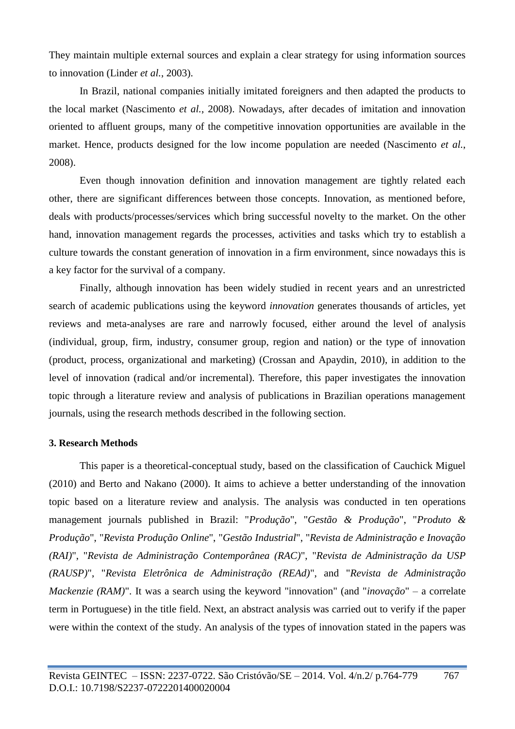They maintain multiple external sources and explain a clear strategy for using information sources to innovation (Linder *et al.*, 2003).

In Brazil, national companies initially imitated foreigners and then adapted the products to the local market (Nascimento *et al.*, 2008). Nowadays, after decades of imitation and innovation oriented to affluent groups, many of the competitive innovation opportunities are available in the market. Hence, products designed for the low income population are needed (Nascimento *et al.*, 2008).

Even though innovation definition and innovation management are tightly related each other, there are significant differences between those concepts. Innovation, as mentioned before, deals with products/processes/services which bring successful novelty to the market. On the other hand, innovation management regards the processes, activities and tasks which try to establish a culture towards the constant generation of innovation in a firm environment, since nowadays this is a key factor for the survival of a company.

Finally, although innovation has been widely studied in recent years and an unrestricted search of academic publications using the keyword *innovation* generates thousands of articles, yet reviews and meta-analyses are rare and narrowly focused, either around the level of analysis (individual, group, firm, industry, consumer group, region and nation) or the type of innovation (product, process, organizational and marketing) (Crossan and Apaydin, 2010), in addition to the level of innovation (radical and/or incremental). Therefore, this paper investigates the innovation topic through a literature review and analysis of publications in Brazilian operations management journals, using the research methods described in the following section.

## 3. Research Methods

This paper is a theoretical-conceptual study, based on the classification of Cauchick Miguel (2010) and Berto and Nakano (2000). It aims to achieve a better understanding of the innovation topic based on a literature review and analysis. The analysis was conducted in ten operations management journals published in Brazil: "*Produção*", "*Gestão & Produção*", "*Produto & Produção*", "*Revista Produção Online*", "*Gestão Industrial*", "*Revista de Administração e Inovação (RAI)*", "*Revista de Administração Contemporânea (RAC)*", "*Revista de Administração da USP (RAUSP)*", "*Revista Eletrônica de Administração (REAd)*", and "*Revista de Administração Mackenzie (RAM)*". It was a search using the keyword "innovation" (and "*inovação*" – a correlate term in Portuguese) in the title field. Next, an abstract analysis was carried out to verify if the paper were within the context of the study. An analysis of the types of innovation stated in the papers was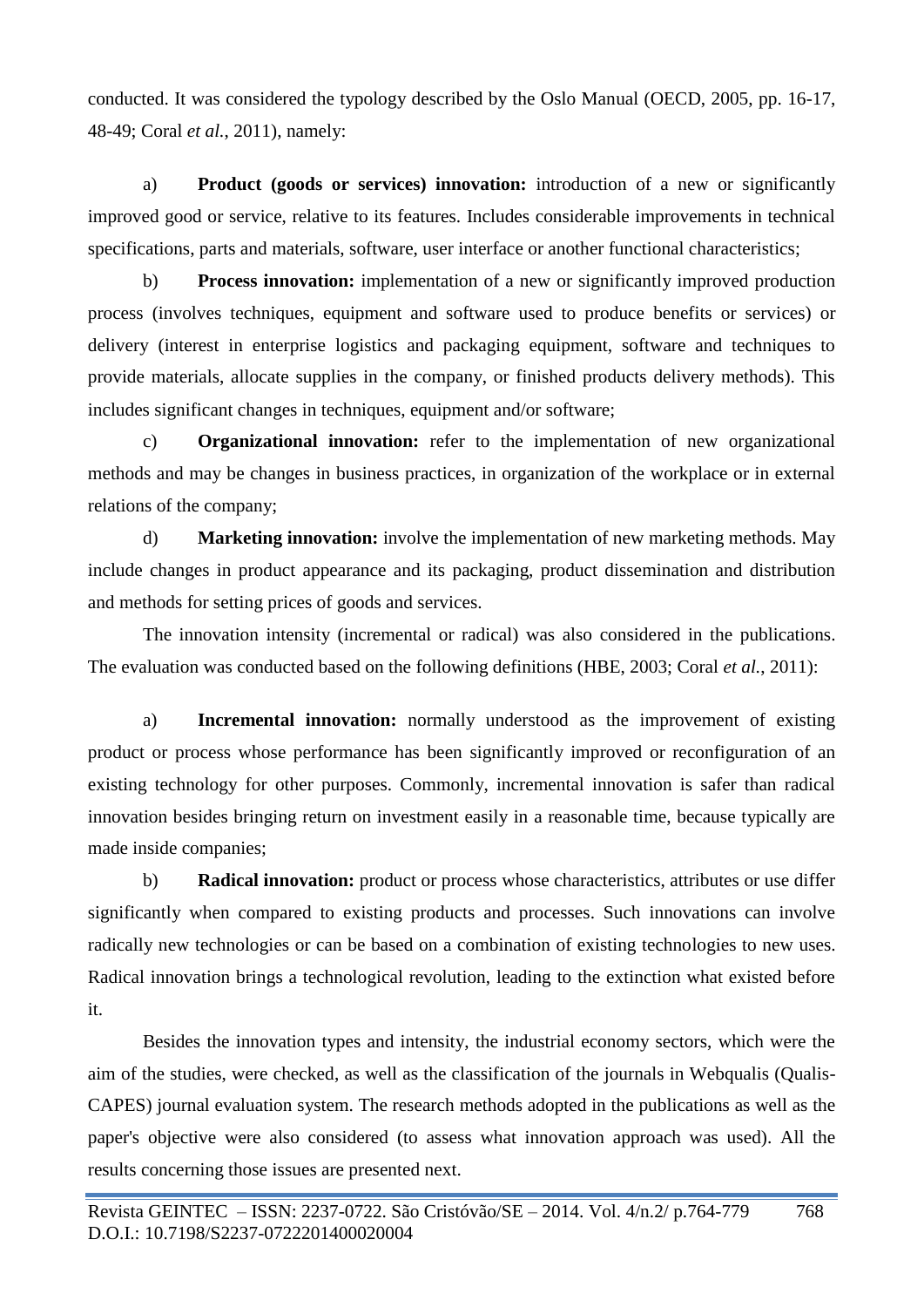conducted. It was considered the typology described by the Oslo Manual (OECD, 2005, pp. 16-17, 48-49; Coral *et al.*, 2011), namely:

a) **Product (goods or services) innovation:** introduction of a new or significantly improved good or service, relative to its features. Includes considerable improvements in technical specifications, parts and materials, software, user interface or another functional characteristics;

b) **Process innovation:** implementation of a new or significantly improved production process (involves techniques, equipment and software used to produce benefits or services) or delivery (interest in enterprise logistics and packaging equipment, software and techniques to provide materials, allocate supplies in the company, or finished products delivery methods). This includes significant changes in techniques, equipment and/or software;

c) **Organizational innovation:** refer to the implementation of new organizational methods and may be changes in business practices, in organization of the workplace or in external relations of the company;

d) **Marketing innovation:** involve the implementation of new marketing methods. May include changes in product appearance and its packaging, product dissemination and distribution and methods for setting prices of goods and services.

The innovation intensity (incremental or radical) was also considered in the publications. The evaluation was conducted based on the following definitions (HBE, 2003; Coral *et al.*, 2011):

a) **Incremental innovation:** normally understood as the improvement of existing product or process whose performance has been significantly improved or reconfiguration of an existing technology for other purposes. Commonly, incremental innovation is safer than radical innovation besides bringing return on investment easily in a reasonable time, because typically are made inside companies;

b) **Radical innovation:** product or process whose characteristics, attributes or use differ significantly when compared to existing products and processes. Such innovations can involve radically new technologies or can be based on a combination of existing technologies to new uses. Radical innovation brings a technological revolution, leading to the extinction what existed before it.

Besides the innovation types and intensity, the industrial economy sectors, which were the aim of the studies, were checked, as well as the classification of the journals in Webqualis (Qualis-CAPES) journal evaluation system. The research methods adopted in the publications as well as the paper's objective were also considered (to assess what innovation approach was used). All the results concerning those issues are presented next.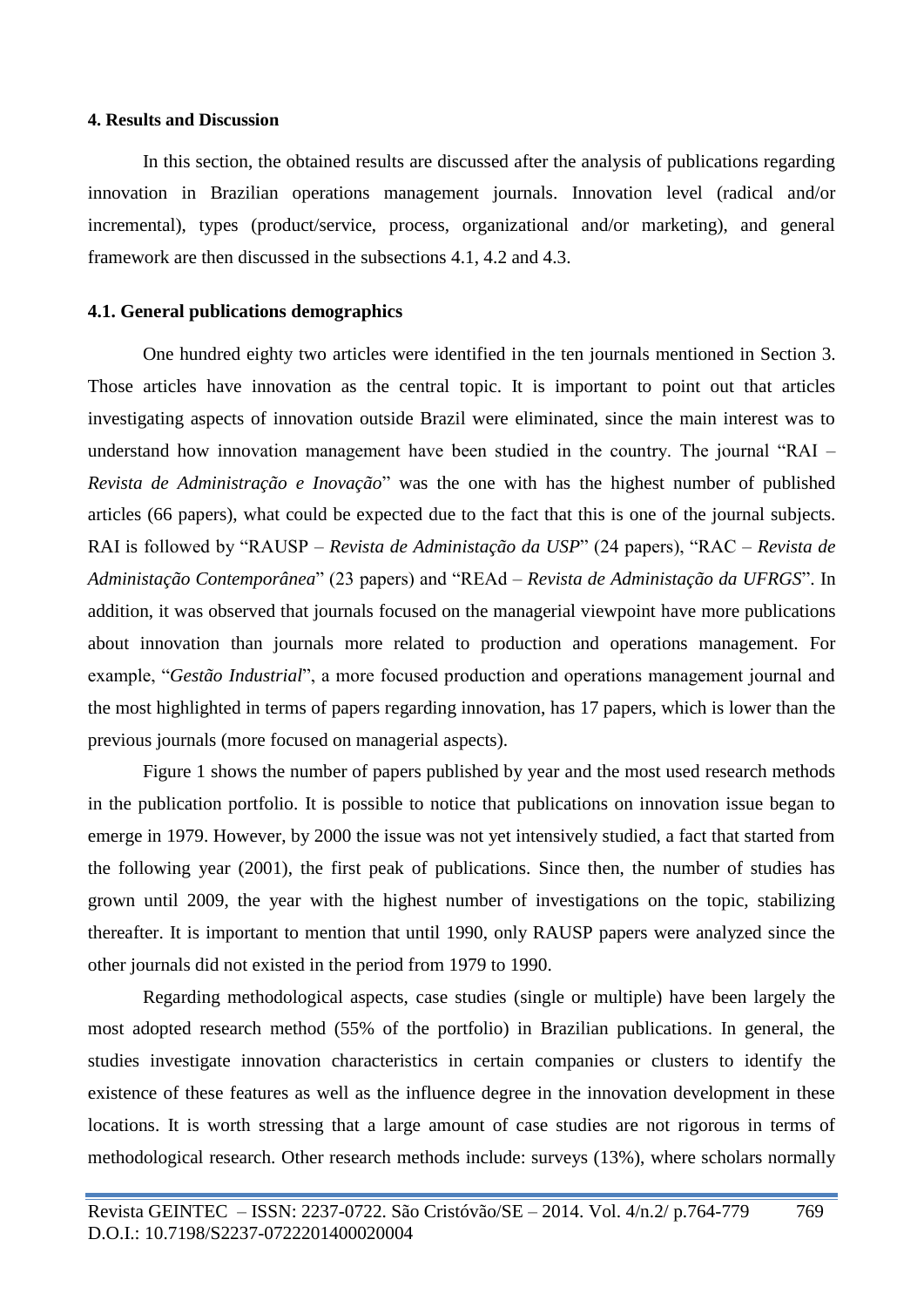## 4. Results and Discussion

In this section, the obtained results are discussed after the analysis of publications regarding innovation in Brazilian operations management journals. Innovation level (radical and/or incremental), types (product/service, process, organizational and/or marketing), and general framework are then discussed in the subsections 4.1, 4.2 and 4.3.

### 4.1. General publications demographics

One hundred eighty two articles were identified in the ten journals mentioned in Section 3. Those articles have innovation as the central topic. It is important to point out that articles investigating aspects of innovation outside Brazil were eliminated, since the main interest was to understand how innovation management have been studied in the country. The journal "RAI – *Revista de Administração e Inovação*" was the one with has the highest number of published articles (66 papers), what could be expected due to the fact that this is one of the journal subjects. RAI is followed by "RAUSP – *Revista de Administação da USP*" (24 papers), "RAC – *Revista de Administação Contemporânea*" (23 papers) and "REAd – *Revista de Administação da UFRGS*". In addition, it was observed that journals focused on the managerial viewpoint have more publications about innovation than journals more related to production and operations management. For example, "*Gestão Industrial*", a more focused production and operations management journal and the most highlighted in terms of papers regarding innovation, has 17 papers, which is lower than the previous journals (more focused on managerial aspects).

Figure 1 shows the number of papers published by year and the most used research methods in the publication portfolio. It is possible to notice that publications on innovation issue began to emerge in 1979. However, by 2000 the issue was not yet intensively studied, a fact that started from the following year (2001), the first peak of publications. Since then, the number of studies has grown until 2009, the year with the highest number of investigations on the topic, stabilizing thereafter. It is important to mention that until 1990, only RAUSP papers were analyzed since the other journals did not existed in the period from 1979 to 1990.

Regarding methodological aspects, case studies (single or multiple) have been largely the most adopted research method (55% of the portfolio) in Brazilian publications. In general, the studies investigate innovation characteristics in certain companies or clusters to identify the existence of these features as well as the influence degree in the innovation development in these locations. It is worth stressing that a large amount of case studies are not rigorous in terms of methodological research. Other research methods include: surveys (13%), where scholars normally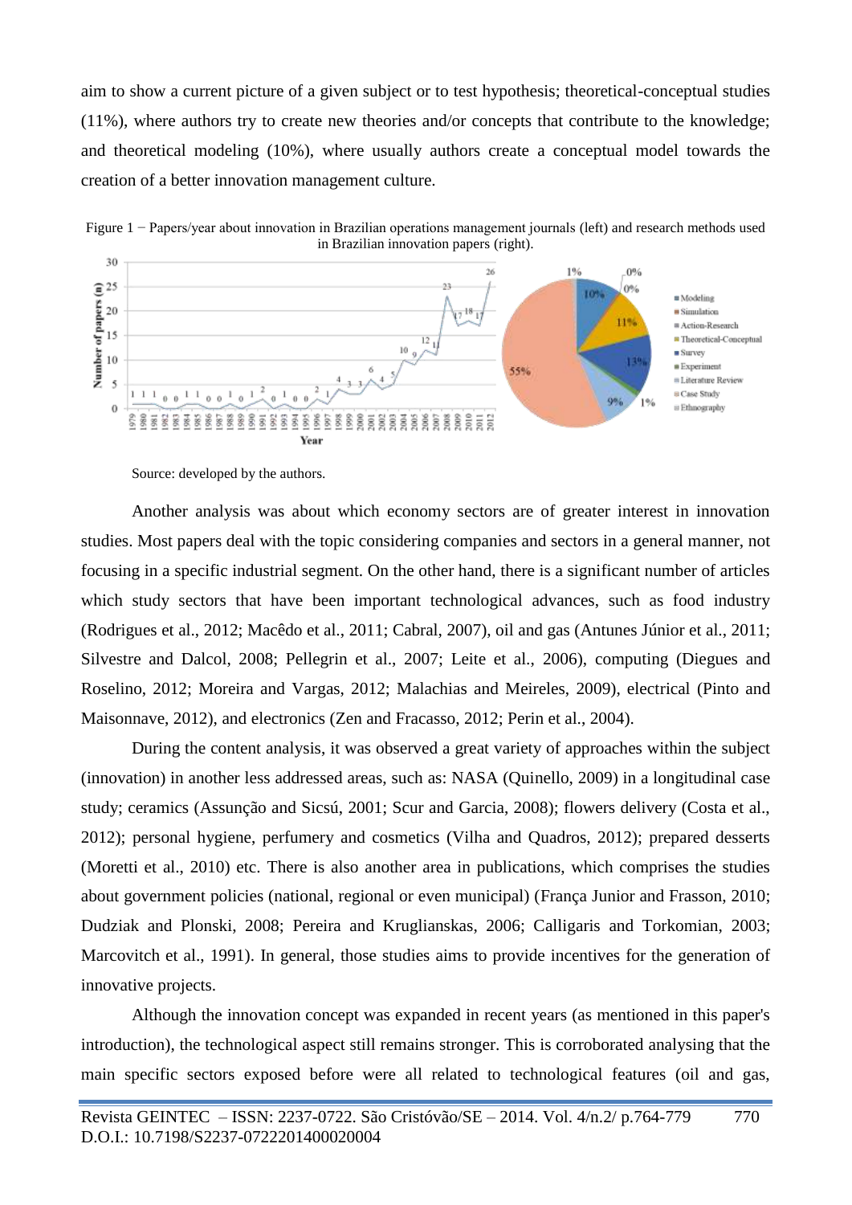aim to show a current picture of a given subject or to test hypothesis; theoretical-conceptual studies (11%), where authors try to create new theories and/or concepts that contribute to the knowledge; and theoretical modeling (10%), where usually authors create a conceptual model towards the creation of a better innovation management culture.

Figure 1 − Papers/year about innovation in Brazilian operations management journals (left) and research methods used in Brazilian innovation papers (right).

Source: developed by the authors.

Another analysis was about which economy sectors are of greater interest in innovation studies. Most papers deal with the topic considering companies and sectors in a general manner, not focusing in a specific industrial segment. On the other hand, there is a significant number of articles which study sectors that have been important technological advances, such as food industry (Rodrigues et al., 2012; Macêdo et al., 2011; Cabral, 2007), oil and gas (Antunes Júnior et al., 2011; Silvestre and Dalcol, 2008; Pellegrin et al., 2007; Leite et al., 2006), computing (Diegues and Roselino, 2012; Moreira and Vargas, 2012; Malachias and Meireles, 2009), electrical (Pinto and Maisonnave, 2012), and electronics (Zen and Fracasso, 2012; Perin et al., 2004).

During the content analysis, it was observed a great variety of approaches within the subject (innovation) in another less addressed areas, such as: NASA (Quinello, 2009) in a longitudinal case study; ceramics (Assunção and Sicsú, 2001; Scur and Garcia, 2008); flowers delivery (Costa et al., 2012); personal hygiene, perfumery and cosmetics (Vilha and Quadros, 2012); prepared desserts (Moretti et al., 2010) etc. There is also another area in publications, which comprises the studies about government policies (national, regional or even municipal) (França Junior and Frasson, 2010; Dudziak and Plonski, 2008; Pereira and Kruglianskas, 2006; Calligaris and Torkomian, 2003; Marcovitch et al., 1991). In general, those studies aims to provide incentives for the generation of innovative projects.

Although the innovation concept was expanded in recent years (as mentioned in this paper's introduction), the technological aspect still remains stronger. This is corroborated analysing that the main specific sectors exposed before were all related to technological features (oil and gas,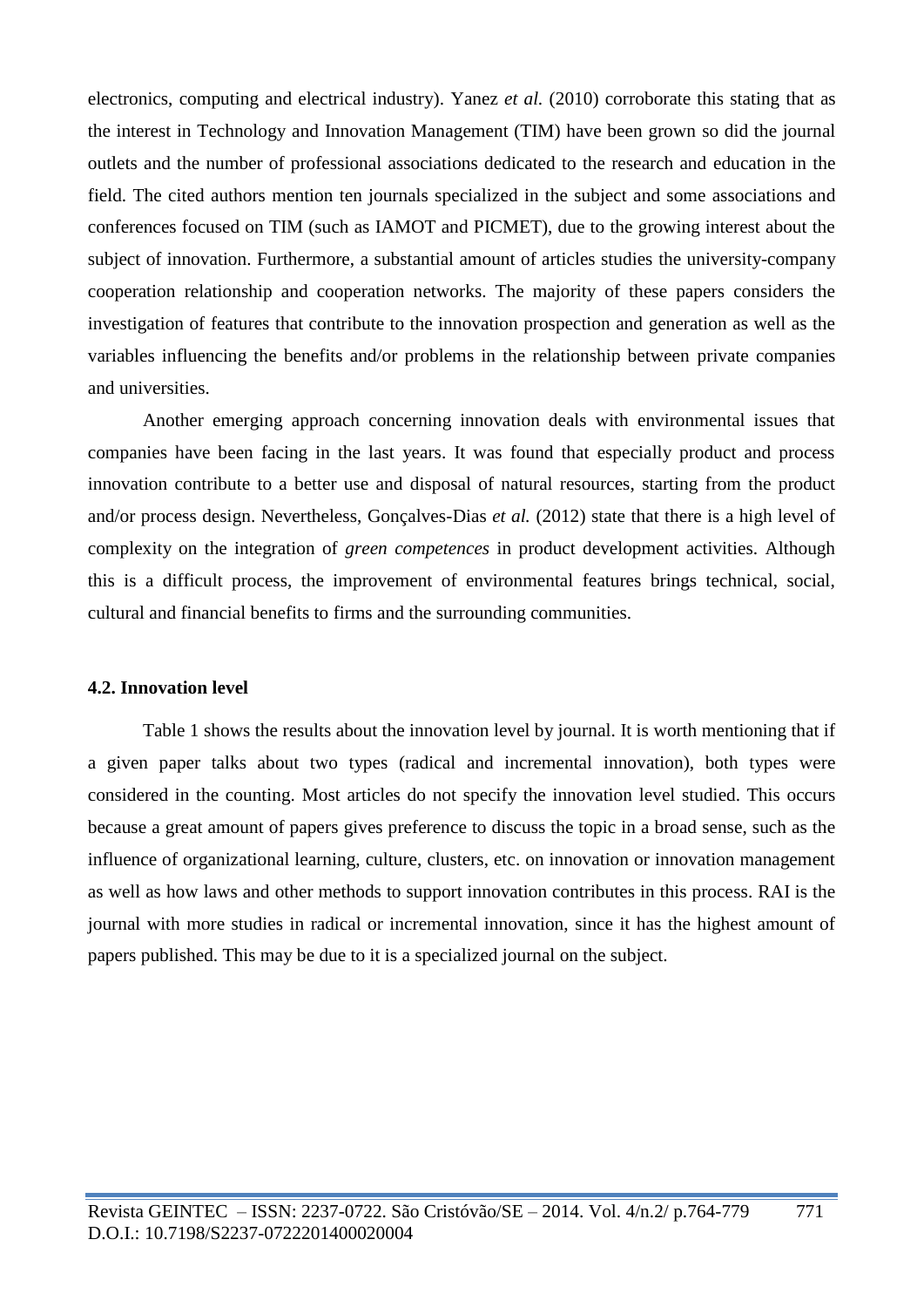electronics, computing and electrical industry). Yanez *et al.* (2010) corroborate this stating that as the interest in Technology and Innovation Management (TIM) have been grown so did the journal outlets and the number of professional associations dedicated to the research and education in the field. The cited authors mention ten journals specialized in the subject and some associations and conferences focused on TIM (such as IAMOT and PICMET), due to the growing interest about the subject of innovation. Furthermore, a substantial amount of articles studies the university-company cooperation relationship and cooperation networks. The majority of these papers considers the investigation of features that contribute to the innovation prospection and generation as well as the variables influencing the benefits and/or problems in the relationship between private companies and universities.

Another emerging approach concerning innovation deals with environmental issues that companies have been facing in the last years. It was found that especially product and process innovation contribute to a better use and disposal of natural resources, starting from the product and/or process design. Nevertheless, Gonçalves-Dias *et al.* (2012) state that there is a high level of complexity on the integration of *green competences* in product development activities. Although this is a difficult process, the improvement of environmental features brings technical, social, cultural and financial benefits to firms and the surrounding communities.

### 4.2. Innovation level

Table 1 shows the results about the innovation level by journal. It is worth mentioning that if a given paper talks about two types (radical and incremental innovation), both types were considered in the counting. Most articles do not specify the innovation level studied. This occurs because a great amount of papers gives preference to discuss the topic in a broad sense, such as the influence of organizational learning, culture, clusters, etc. on innovation or innovation management as well as how laws and other methods to support innovation contributes in this process. RAI is the journal with more studies in radical or incremental innovation, since it has the highest amount of papers published. This may be due to it is a specialized journal on the subject.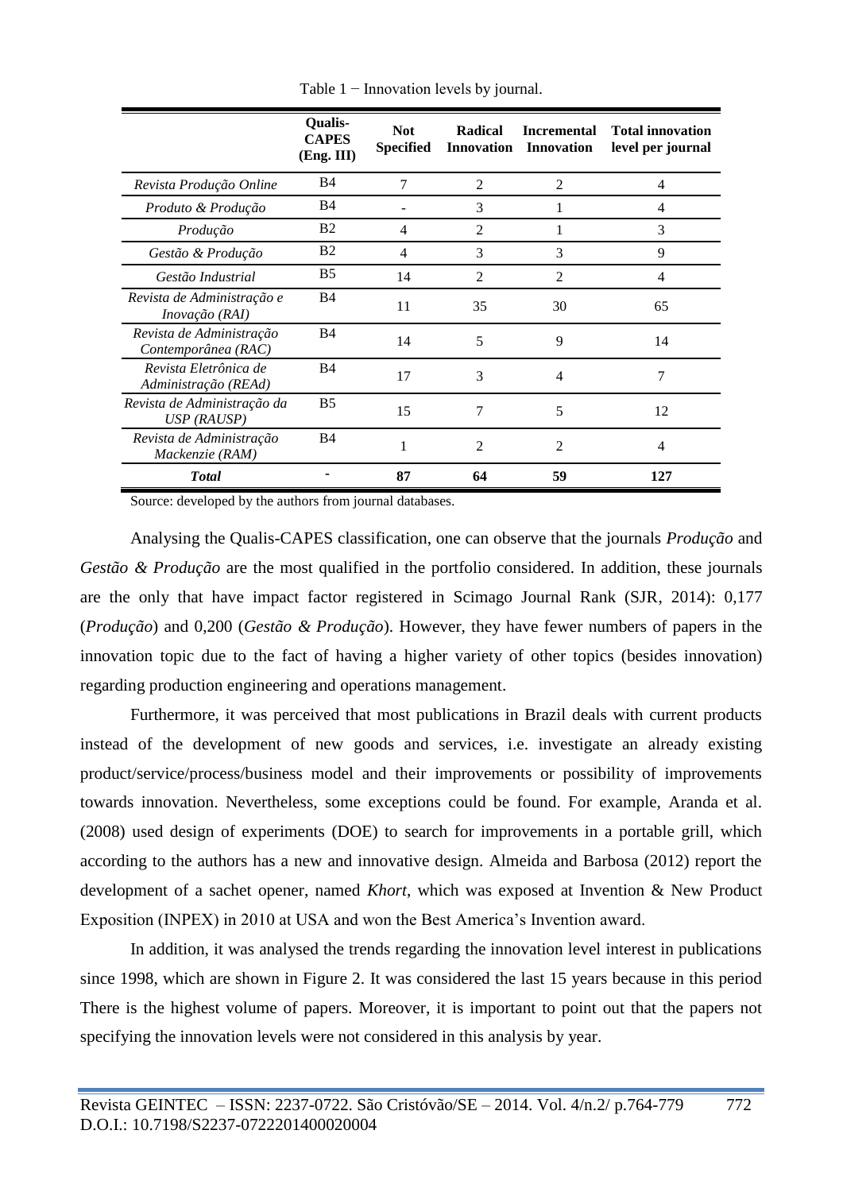Table 1 − Innovation levels by journal.

| | Qualis-CAPES (Eng. III) | Not Specified | Radical Innovation | Incremental Innovation | Total innovation level per journal |
|---|---|---|---|---|---|
| *Revista Produção Online* | B4 | 7 | 2 | 2 | 4 |
| *Produto & Produção* | B4 | - | 3 | 1 | 4 |
| *Produção* | B2 | 4 | 2 | 1 | 3 |
| *Gestão & Produção* | B2 | 4 | 3 | 3 | 9 |
| *Gestão Industrial* | B5 | 14 | 2 | 2 | 4 |
| *Revista de Administração e Inovação (RAI)* | B4 | 11 | 35 | 30 | 65 |
| *Revista de Administração Contemporânea (RAC)* | B4 | 14 | 5 | 9 | 14 |
| *Revista Eletrônica de Administração (REAd)* | B4 | 17 | 3 | 4 | 7 |
| *Revista de Administração da USP (RAUSP)* | B5 | 15 | 7 | 5 | 12 |
| *Revista de Administração Mackenzie (RAM)* | B4 | 1 | 2 | 2 | 4 |
| ***Total*** | - | **87** | **64** | **59** | **127** |

Source: developed by the authors from journal databases.

Analysing the Qualis-CAPES classification, one can observe that the journals *Produção* and *Gestão & Produção* are the most qualified in the portfolio considered. In addition, these journals are the only that have impact factor registered in Scimago Journal Rank (SJR, 2014): 0,177 (*Produção*) and 0,200 (*Gestão & Produção*). However, they have fewer numbers of papers in the innovation topic due to the fact of having a higher variety of other topics (besides innovation) regarding production engineering and operations management.

Furthermore, it was perceived that most publications in Brazil deals with current products instead of the development of new goods and services, i.e. investigate an already existing product/service/process/business model and their improvements or possibility of improvements towards innovation. Nevertheless, some exceptions could be found. For example, Aranda et al. (2008) used design of experiments (DOE) to search for improvements in a portable grill, which according to the authors has a new and innovative design. Almeida and Barbosa (2012) report the development of a sachet opener, named *Khort*, which was exposed at Invention & New Product Exposition (INPEX) in 2010 at USA and won the Best America's Invention award.

In addition, it was analysed the trends regarding the innovation level interest in publications since 1998, which are shown in Figure 2. It was considered the last 15 years because in this period There is the highest volume of papers. Moreover, it is important to point out that the papers not specifying the innovation levels were not considered in this analysis by year.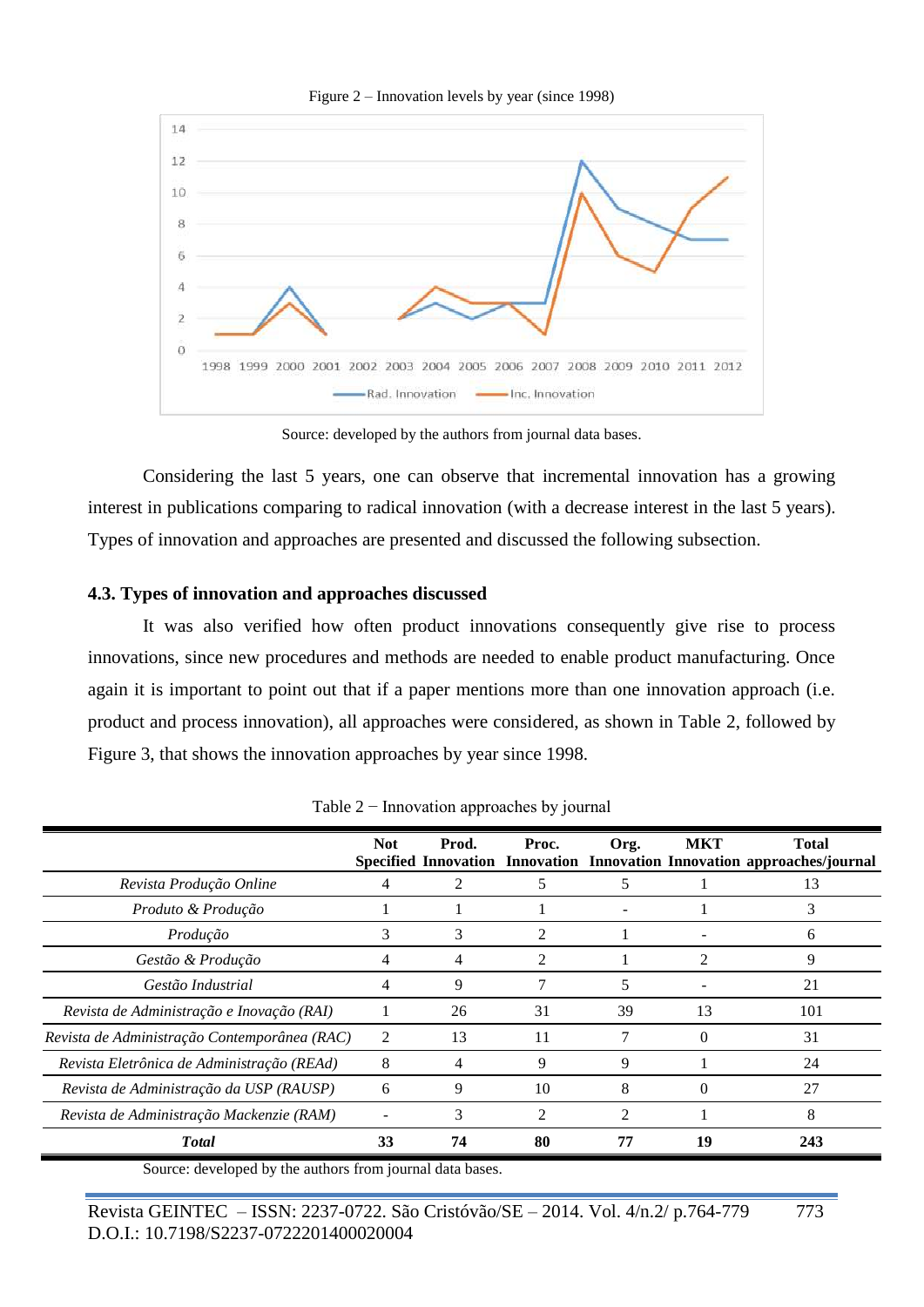Figure 2 – Innovation levels by year (since 1998)

Source: developed by the authors from journal data bases.

Considering the last 5 years, one can observe that incremental innovation has a growing interest in publications comparing to radical innovation (with a decrease interest in the last 5 years). Types of innovation and approaches are presented and discussed the following subsection.

### 4.3. Types of innovation and approaches discussed

It was also verified how often product innovations consequently give rise to process innovations, since new procedures and methods are needed to enable product manufacturing. Once again it is important to point out that if a paper mentions more than one innovation approach (i.e. product and process innovation), all approaches were considered, as shown in Table 2, followed by Figure 3, that shows the innovation approaches by year since 1998.

Table 2 − Innovation approaches by journal

| | Not Specified | Prod. Innovation | Proc. Innovation | Org. Innovation | MKT Innovation | Total approaches/journal |
|---|---|---|---|---|---|---|
| *Revista Produção Online* | 4 | 2 | 5 | 5 | 1 | 13 |
| *Produto & Produção* | 1 | 1 | 1 | - | 1 | 3 |
| *Produção* | 3 | 3 | 2 | 1 | - | 6 |
| *Gestão & Produção* | 4 | 4 | 2 | 1 | 2 | 9 |
| *Gestão Industrial* | 4 | 9 | 7 | 5 | - | 21 |
| *Revista de Administração e Inovação (RAI)* | 1 | 26 | 31 | 39 | 13 | 101 |
| *Revista de Administração Contemporânea (RAC)* | 2 | 13 | 11 | 7 | 0 | 31 |
| *Revista Eletrônica de Administração (REAd)* | 8 | 4 | 9 | 9 | 1 | 24 |
| *Revista de Administração da USP (RAUSP)* | 6 | 9 | 10 | 8 | 0 | 27 |
| *Revista de Administração Mackenzie (RAM)* | - | 3 | 2 | 2 | 1 | 8 |
| ***Total*** | **33** | **74** | **80** | **77** | **19** | **243** |

Source: developed by the authors from journal data bases.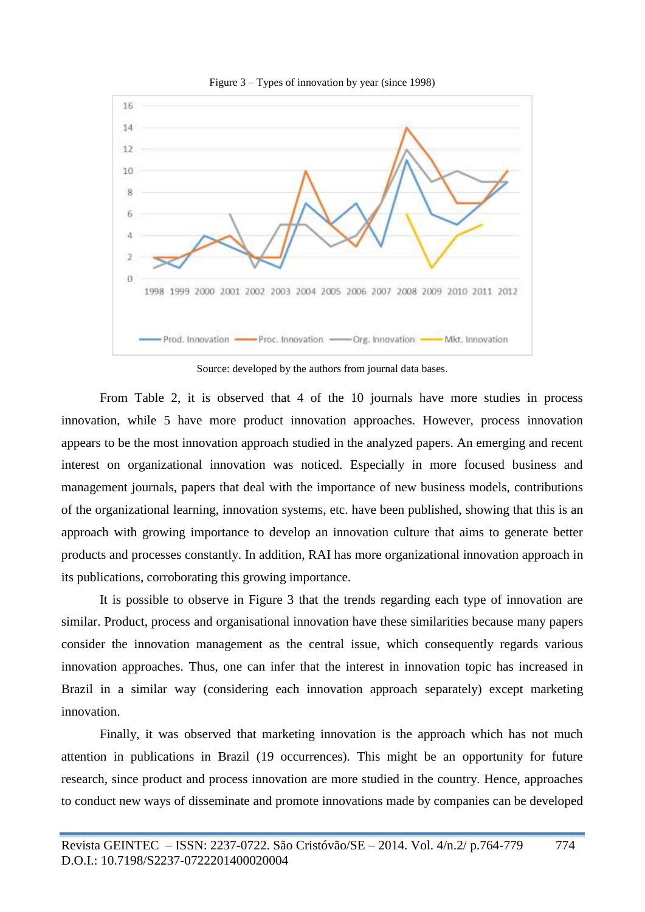Figure 3 – Types of innovation by year (since 1998)

Source: developed by the authors from journal data bases.

From Table 2, it is observed that 4 of the 10 journals have more studies in process innovation, while 5 have more product innovation approaches. However, process innovation appears to be the most innovation approach studied in the analyzed papers. An emerging and recent interest on organizational innovation was noticed. Especially in more focused business and management journals, papers that deal with the importance of new business models, contributions of the organizational learning, innovation systems, etc. have been published, showing that this is an approach with growing importance to develop an innovation culture that aims to generate better products and processes constantly. In addition, RAI has more organizational innovation approach in its publications, corroborating this growing importance.

It is possible to observe in Figure 3 that the trends regarding each type of innovation are similar. Product, process and organisational innovation have these similarities because many papers consider the innovation management as the central issue, which consequently regards various innovation approaches. Thus, one can infer that the interest in innovation topic has increased in Brazil in a similar way (considering each innovation approach separately) except marketing innovation.

Finally, it was observed that marketing innovation is the approach which has not much attention in publications in Brazil (19 occurrences). This might be an opportunity for future research, since product and process innovation are more studied in the country. Hence, approaches to conduct new ways of disseminate and promote innovations made by companies can be developed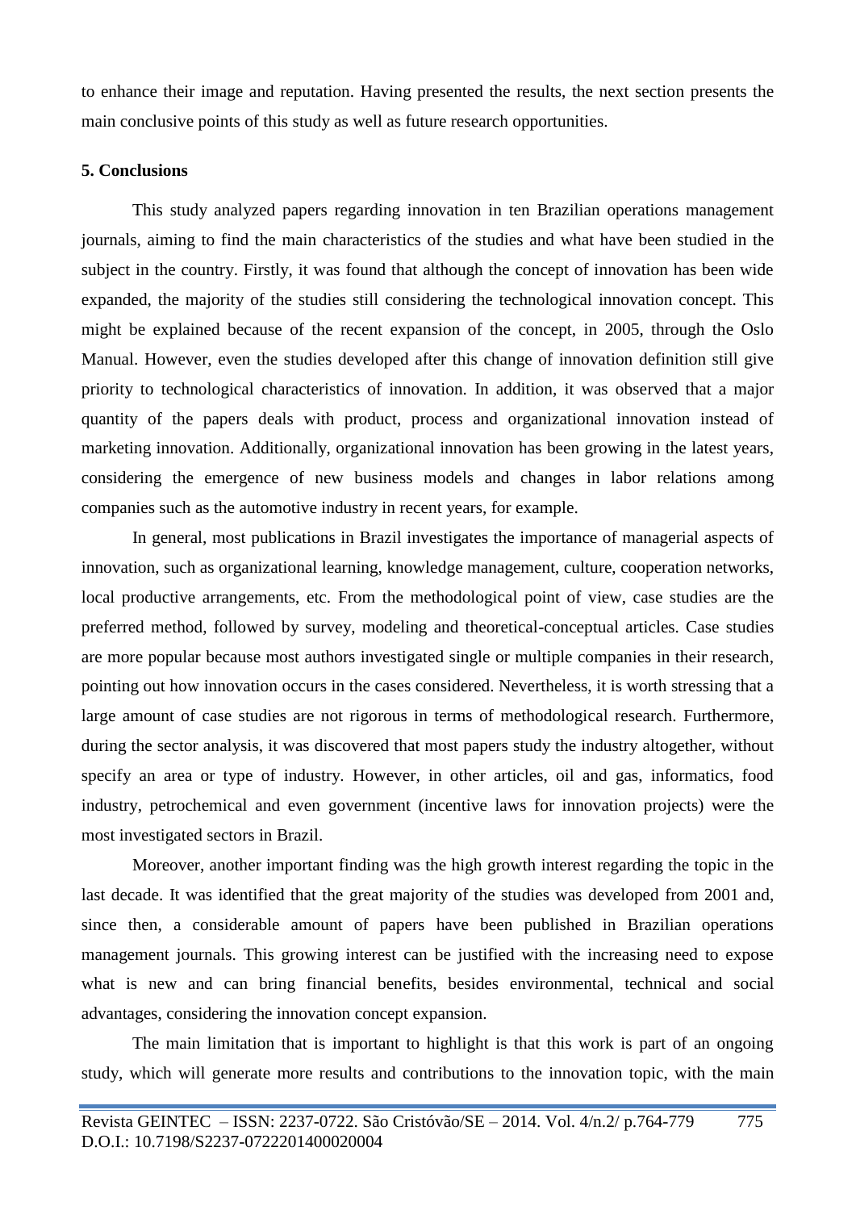to enhance their image and reputation. Having presented the results, the next section presents the main conclusive points of this study as well as future research opportunities.

## 5. Conclusions

This study analyzed papers regarding innovation in ten Brazilian operations management journals, aiming to find the main characteristics of the studies and what have been studied in the subject in the country. Firstly, it was found that although the concept of innovation has been wide expanded, the majority of the studies still considering the technological innovation concept. This might be explained because of the recent expansion of the concept, in 2005, through the Oslo Manual. However, even the studies developed after this change of innovation definition still give priority to technological characteristics of innovation. In addition, it was observed that a major quantity of the papers deals with product, process and organizational innovation instead of marketing innovation. Additionally, organizational innovation has been growing in the latest years, considering the emergence of new business models and changes in labor relations among companies such as the automotive industry in recent years, for example.

In general, most publications in Brazil investigates the importance of managerial aspects of innovation, such as organizational learning, knowledge management, culture, cooperation networks, local productive arrangements, etc. From the methodological point of view, case studies are the preferred method, followed by survey, modeling and theoretical-conceptual articles. Case studies are more popular because most authors investigated single or multiple companies in their research, pointing out how innovation occurs in the cases considered. Nevertheless, it is worth stressing that a large amount of case studies are not rigorous in terms of methodological research. Furthermore, during the sector analysis, it was discovered that most papers study the industry altogether, without specify an area or type of industry. However, in other articles, oil and gas, informatics, food industry, petrochemical and even government (incentive laws for innovation projects) were the most investigated sectors in Brazil.

Moreover, another important finding was the high growth interest regarding the topic in the last decade. It was identified that the great majority of the studies was developed from 2001 and, since then, a considerable amount of papers have been published in Brazilian operations management journals. This growing interest can be justified with the increasing need to expose what is new and can bring financial benefits, besides environmental, technical and social advantages, considering the innovation concept expansion.

The main limitation that is important to highlight is that this work is part of an ongoing study, which will generate more results and contributions to the innovation topic, with the main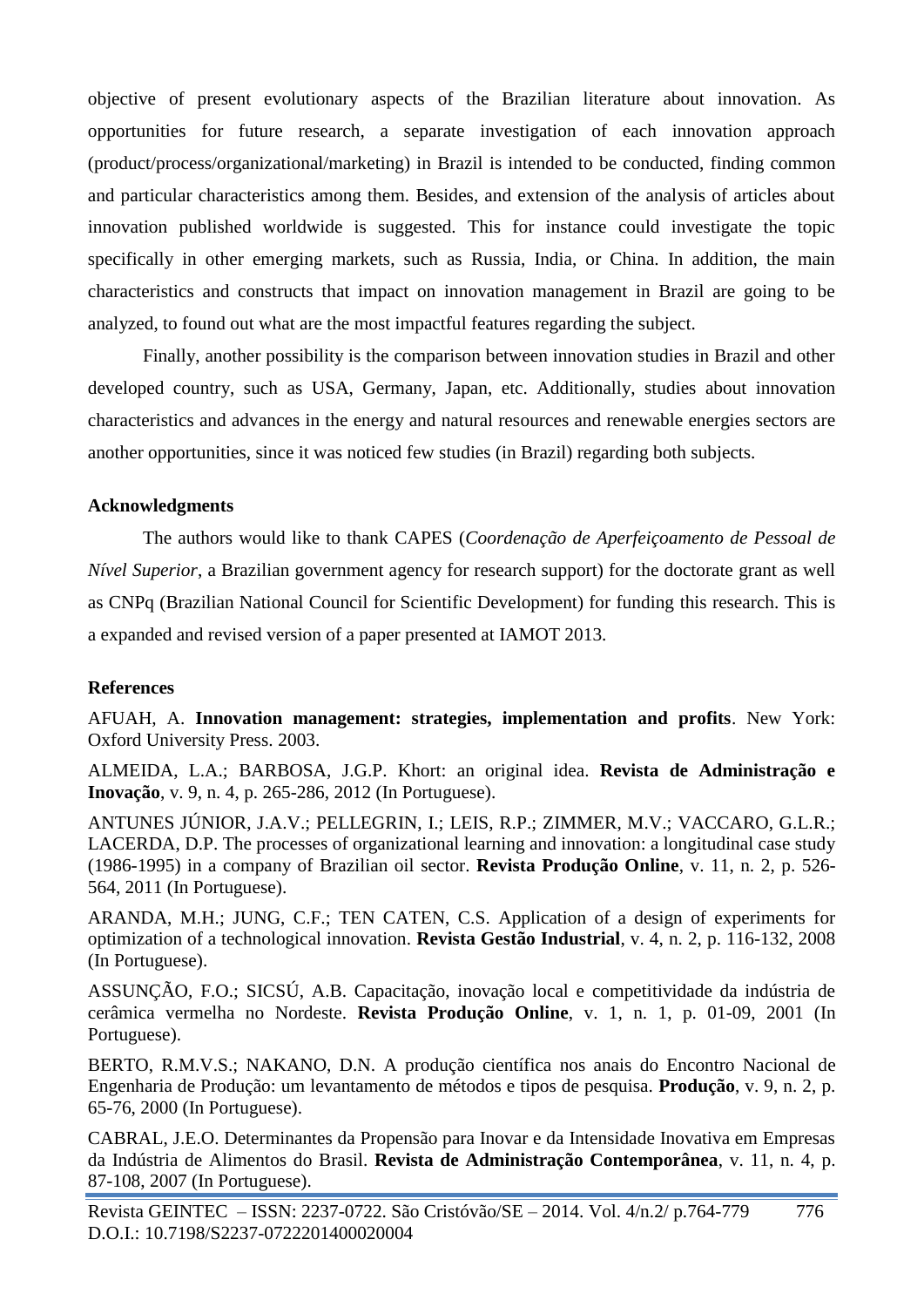objective of present evolutionary aspects of the Brazilian literature about innovation. As opportunities for future research, a separate investigation of each innovation approach (product/process/organizational/marketing) in Brazil is intended to be conducted, finding common and particular characteristics among them. Besides, and extension of the analysis of articles about innovation published worldwide is suggested. This for instance could investigate the topic specifically in other emerging markets, such as Russia, India, or China. In addition, the main characteristics and constructs that impact on innovation management in Brazil are going to be analyzed, to found out what are the most impactful features regarding the subject.

Finally, another possibility is the comparison between innovation studies in Brazil and other developed country, such as USA, Germany, Japan, etc. Additionally, studies about innovation characteristics and advances in the energy and natural resources and renewable energies sectors are another opportunities, since it was noticed few studies (in Brazil) regarding both subjects.

**Acknowledgments**

The authors would like to thank CAPES (*Coordenação de Aperfeiçoamento de Pessoal de Nível Superior*, a Brazilian government agency for research support) for the doctorate grant as well as CNPq (Brazilian National Council for Scientific Development) for funding this research. This is a expanded and revised version of a paper presented at IAMOT 2013.

**References**

AFUAH, A. **Innovation management: strategies, implementation and profits**. New York: Oxford University Press. 2003.

ALMEIDA, L.A.; BARBOSA, J.G.P. Khort: an original idea. **Revista de Administração e Inovação**, v. 9, n. 4, p. 265-286, 2012 (In Portuguese).

ANTUNES JÚNIOR, J.A.V.; PELLEGRIN, I.; LEIS, R.P.; ZIMMER, M.V.; VACCARO, G.L.R.; LACERDA, D.P. The processes of organizational learning and innovation: a longitudinal case study (1986-1995) in a company of Brazilian oil sector. **Revista Produção Online**, v. 11, n. 2, p. 526-564, 2011 (In Portuguese).

ARANDA, M.H.; JUNG, C.F.; TEN CATEN, C.S. Application of a design of experiments for optimization of a technological innovation. **Revista Gestão Industrial**, v. 4, n. 2, p. 116-132, 2008 (In Portuguese).

ASSUNÇÃO, F.O.; SICSÚ, A.B. Capacitação, inovação local e competitividade da indústria de cerâmica vermelha no Nordeste. **Revista Produção Online**, v. 1, n. 1, p. 01-09, 2001 (In Portuguese).

BERTO, R.M.V.S.; NAKANO, D.N. A produção científica nos anais do Encontro Nacional de Engenharia de Produção: um levantamento de métodos e tipos de pesquisa. **Produção**, v. 9, n. 2, p. 65-76, 2000 (In Portuguese).

CABRAL, J.E.O. Determinantes da Propensão para Inovar e da Intensidade Inovativa em Empresas da Indústria de Alimentos do Brasil. **Revista de Administração Contemporânea**, v. 11, n. 4, p. 87-108, 2007 (In Portuguese).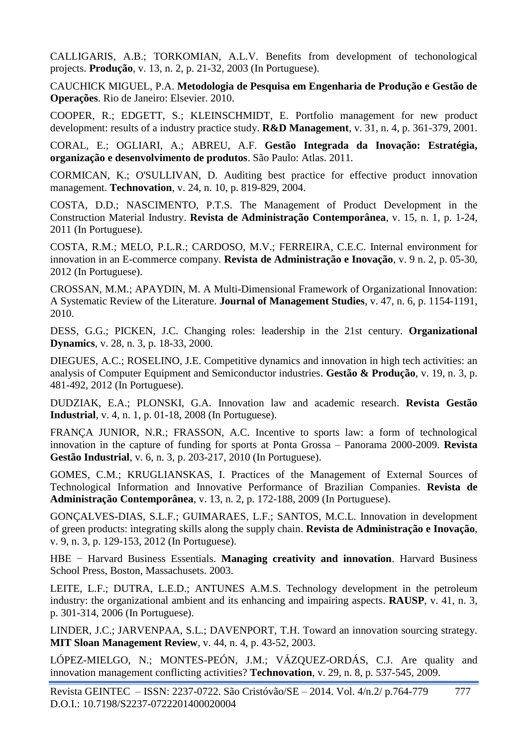CALLIGARIS, A.B.; TORKOMIAN, A.L.V. Benefits from development of techonological projects. **Produção**, v. 13, n. 2, p. 21-32, 2003 (In Portuguese).

CAUCHICK MIGUEL, P.A. **Metodologia de Pesquisa em Engenharia de Produção e Gestão de Operações**. Rio de Janeiro: Elsevier. 2010.

COOPER, R.; EDGETT, S.; KLEINSCHMIDT, E. Portfolio management for new product development: results of a industry practice study. **R&D Management**, v. 31, n. 4, p. 361-379, 2001.

CORAL, E.; OGLIARI, A.; ABREU, A.F. **Gestão Integrada da Inovação: Estratégia, organização e desenvolvimento de produtos**. São Paulo: Atlas. 2011.

CORMICAN, K.; O'SULLIVAN, D. Auditing best practice for effective product innovation management. **Technovation**, v. 24, n. 10, p. 819-829, 2004.

COSTA, D.D.; NASCIMENTO, P.T.S. The Management of Product Development in the Construction Material Industry. **Revista de Administração Contemporânea**, v. 15, n. 1, p. 1-24, 2011 (In Portuguese).

COSTA, R.M.; MELO, P.L.R.; CARDOSO, M.V.; FERREIRA, C.E.C. Internal environment for innovation in an E-commerce company. **Revista de Administração e Inovação**, v. 9 n. 2, p. 05-30, 2012 (In Portuguese).

CROSSAN, M.M.; APAYDIN, M. A Multi-Dimensional Framework of Organizational Innovation: A Systematic Review of the Literature. **Journal of Management Studies**, v. 47, n. 6, p. 1154-1191, 2010.

DESS, G.G.; PICKEN, J.C. Changing roles: leadership in the 21st century. **Organizational Dynamics**, v. 28, n. 3, p. 18-33, 2000.

DIEGUES, A.C.; ROSELINO, J.E. Competitive dynamics and innovation in high tech activities: an analysis of Computer Equipment and Semiconductor industries. **Gestão & Produção**, v. 19, n. 3, p. 481-492, 2012 (In Portuguese).

DUDZIAK, E.A.; PLONSKI, G.A. Innovation law and academic research. **Revista Gestão Industrial**, v. 4, n. 1, p. 01-18, 2008 (In Portuguese).

FRANÇA JUNIOR, N.R.; FRASSON, A.C. Incentive to sports law: a form of technological innovation in the capture of funding for sports at Ponta Grossa – Panorama 2000-2009. **Revista Gestão Industrial**, v. 6, n. 3, p. 203-217, 2010 (In Portuguese).

GOMES, C.M.; KRUGLIANSKAS, I. Practices of the Management of External Sources of Technological Information and Innovative Performance of Brazilian Companies. **Revista de Administração Contemporânea**, v. 13, n. 2, p. 172-188, 2009 (In Portuguese).

GONÇALVES-DIAS, S.L.F.; GUIMARAES, L.F.; SANTOS, M.C.L. Innovation in development of green products: integrating skills along the supply chain. **Revista de Administração e Inovação**, v. 9, n. 3, p. 129-153, 2012 (In Portuguese).

HBE − Harvard Business Essentials. **Managing creativity and innovation**. Harvard Business School Press, Boston, Massachusets. 2003.

LEITE, L.F.; DUTRA, L.E.D.; ANTUNES A.M.S. Technology development in the petroleum industry: the organizational ambient and its enhancing and impairing aspects. **RAUSP**, v. 41, n. 3, p. 301-314, 2006 (In Portuguese).

LINDER, J.C.; JARVENPAA, S.L.; DAVENPORT, T.H. Toward an innovation sourcing strategy. **MIT Sloan Management Review**, v. 44, n. 4, p. 43-52, 2003.

LÓPEZ-MIELGO, N.; MONTES-PEÓN, J.M.; VÁZQUEZ-ORDÁS, C.J. Are quality and innovation management conflicting activities? **Technovation**, v. 29, n. 8, p. 537-545, 2009.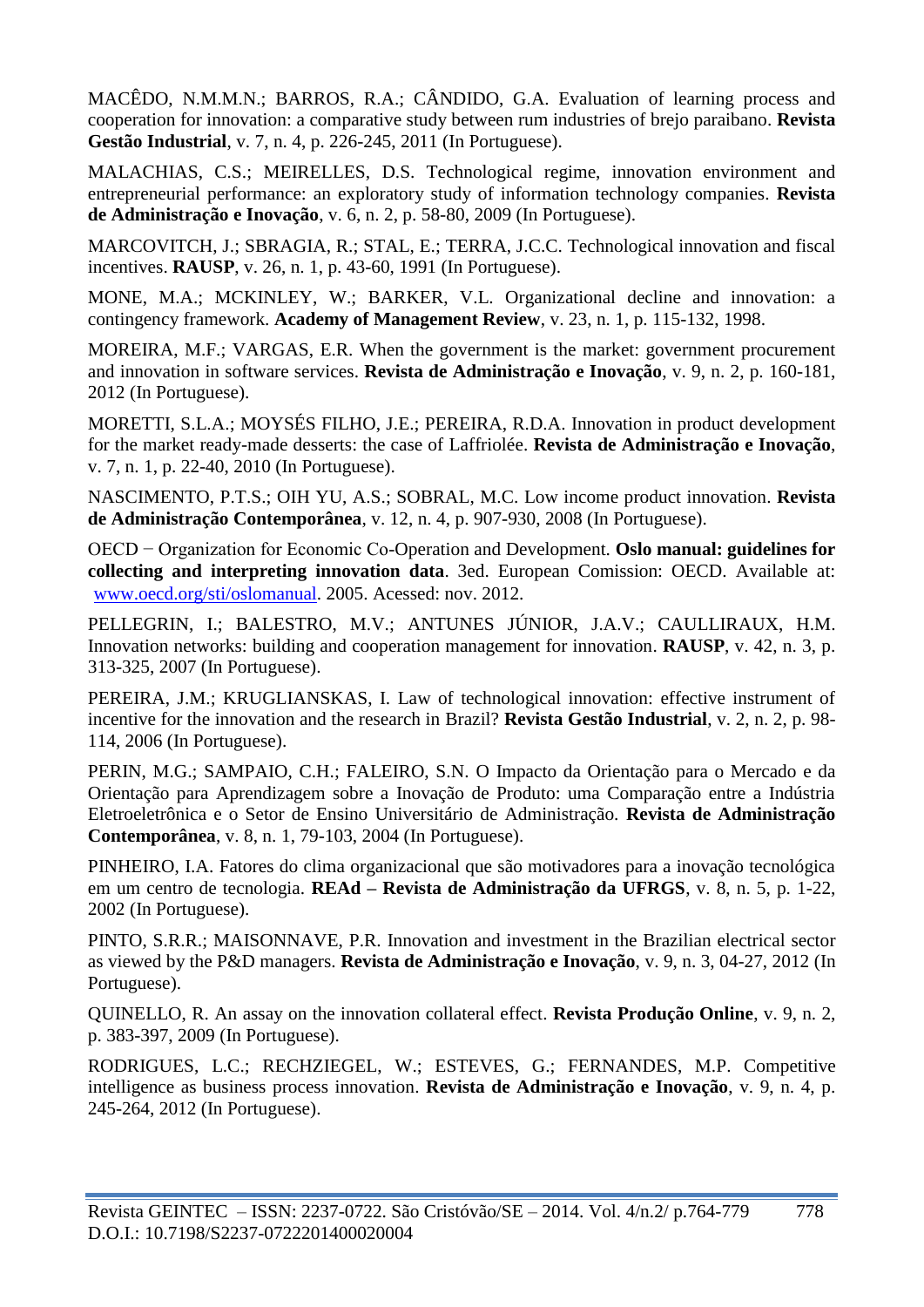MACÊDO, N.M.M.N.; BARROS, R.A.; CÂNDIDO, G.A. Evaluation of learning process and cooperation for innovation: a comparative study between rum industries of brejo paraibano. **Revista Gestão Industrial**, v. 7, n. 4, p. 226-245, 2011 (In Portuguese).

MALACHIAS, C.S.; MEIRELLES, D.S. Technological regime, innovation environment and entrepreneurial performance: an exploratory study of information technology companies. **Revista de Administração e Inovação**, v. 6, n. 2, p. 58-80, 2009 (In Portuguese).

MARCOVITCH, J.; SBRAGIA, R.; STAL, E.; TERRA, J.C.C. Technological innovation and fiscal incentives. **RAUSP**, v. 26, n. 1, p. 43-60, 1991 (In Portuguese).

MONE, M.A.; MCKINLEY, W.; BARKER, V.L. Organizational decline and innovation: a contingency framework. **Academy of Management Review**, v. 23, n. 1, p. 115-132, 1998.

MOREIRA, M.F.; VARGAS, E.R. When the government is the market: government procurement and innovation in software services. **Revista de Administração e Inovação**, v. 9, n. 2, p. 160-181, 2012 (In Portuguese).

MORETTI, S.L.A.; MOYSÉS FILHO, J.E.; PEREIRA, R.D.A. Innovation in product development for the market ready-made desserts: the case of Laffriolée. **Revista de Administração e Inovação**, v. 7, n. 1, p. 22-40, 2010 (In Portuguese).

NASCIMENTO, P.T.S.; OIH YU, A.S.; SOBRAL, M.C. Low income product innovation. **Revista de Administração Contemporânea**, v. 12, n. 4, p. 907-930, 2008 (In Portuguese).

OECD − Organization for Economic Co-Operation and Development. **Oslo manual: guidelines for collecting and interpreting innovation data**. 3ed. European Comission: OECD. Available at: [www.oecd.org/sti/oslomanual](www.oecd.org/sti/oslomanual). 2005. Acessed: nov. 2012.

PELLEGRIN, I.; BALESTRO, M.V.; ANTUNES JÚNIOR, J.A.V.; CAULLIRAUX, H.M. Innovation networks: building and cooperation management for innovation. **RAUSP**, v. 42, n. 3, p. 313-325, 2007 (In Portuguese).

PEREIRA, J.M.; KRUGLIANSKAS, I. Law of technological innovation: effective instrument of incentive for the innovation and the research in Brazil? **Revista Gestão Industrial**, v. 2, n. 2, p. 98-114, 2006 (In Portuguese).

PERIN, M.G.; SAMPAIO, C.H.; FALEIRO, S.N. O Impacto da Orientação para o Mercado e da Orientação para Aprendizagem sobre a Inovação de Produto: uma Comparação entre a Indústria Eletroeletrônica e o Setor de Ensino Universitário de Administração. **Revista de Administração Contemporânea**, v. 8, n. 1, 79-103, 2004 (In Portuguese).

PINHEIRO, I.A. Fatores do clima organizacional que são motivadores para a inovação tecnológica em um centro de tecnologia. **REAd – Revista de Administração da UFRGS**, v. 8, n. 5, p. 1-22, 2002 (In Portuguese).

PINTO, S.R.R.; MAISONNAVE, P.R. Innovation and investment in the Brazilian electrical sector as viewed by the P&D managers. **Revista de Administração e Inovação**, v. 9, n. 3, 04-27, 2012 (In Portuguese).

QUINELLO, R. An assay on the innovation collateral effect. **Revista Produção Online**, v. 9, n. 2, p. 383-397, 2009 (In Portuguese).

RODRIGUES, L.C.; RECHZIEGEL, W.; ESTEVES, G.; FERNANDES, M.P. Competitive intelligence as business process innovation. **Revista de Administração e Inovação**, v. 9, n. 4, p. 245-264, 2012 (In Portuguese).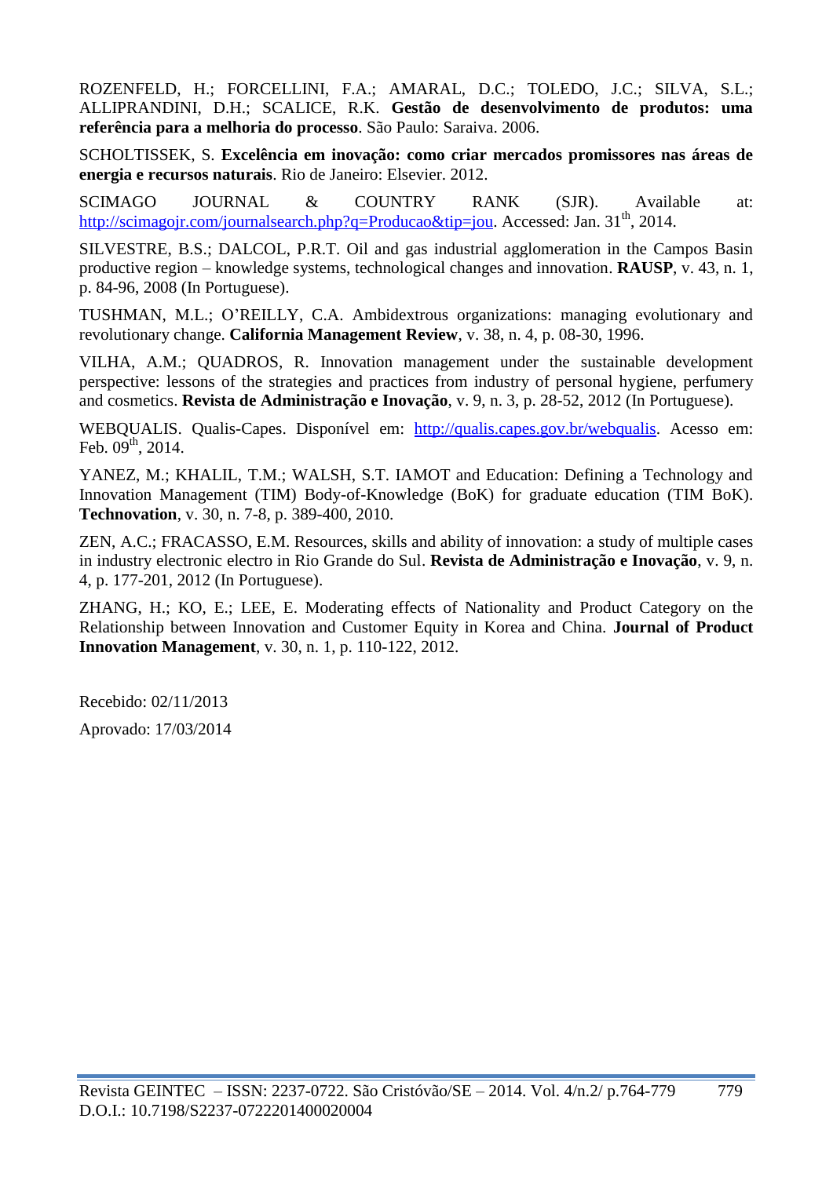ROZENFELD, H.; FORCELLINI, F.A.; AMARAL, D.C.; TOLEDO, J.C.; SILVA, S.L.; ALLIPRANDINI, D.H.; SCALICE, R.K. **Gestão de desenvolvimento de produtos: uma referência para a melhoria do processo**. São Paulo: Saraiva. 2006.

SCHOLTISSEK, S. **Excelência em inovação: como criar mercados promissores nas áreas de energia e recursos naturais**. Rio de Janeiro: Elsevier. 2012.

SCIMAGO JOURNAL & COUNTRY RANK (SJR). Available at: http://scimagojr.com/journalsearch.php?q=Producao&tip=jou. Accessed: Jan. 31th, 2014.

SILVESTRE, B.S.; DALCOL, P.R.T. Oil and gas industrial agglomeration in the Campos Basin productive region – knowledge systems, technological changes and innovation. **RAUSP**, v. 43, n. 1, p. 84-96, 2008 (In Portuguese).

TUSHMAN, M.L.; O'REILLY, C.A. Ambidextrous organizations: managing evolutionary and revolutionary change. **California Management Review**, v. 38, n. 4, p. 08-30, 1996.

VILHA, A.M.; QUADROS, R. Innovation management under the sustainable development perspective: lessons of the strategies and practices from industry of personal hygiene, perfumery and cosmetics. **Revista de Administração e Inovação**, v. 9, n. 3, p. 28-52, 2012 (In Portuguese).

WEBQUALIS. Qualis-Capes. Disponível em: http://qualis.capes.gov.br/webqualis. Acesso em: Feb. 09th, 2014.

YANEZ, M.; KHALIL, T.M.; WALSH, S.T. IAMOT and Education: Defining a Technology and Innovation Management (TIM) Body-of-Knowledge (BoK) for graduate education (TIM BoK). **Technovation**, v. 30, n. 7-8, p. 389-400, 2010.

ZEN, A.C.; FRACASSO, E.M. Resources, skills and ability of innovation: a study of multiple cases in industry electronic electro in Rio Grande do Sul. **Revista de Administração e Inovação**, v. 9, n. 4, p. 177-201, 2012 (In Portuguese).

ZHANG, H.; KO, E.; LEE, E. Moderating effects of Nationality and Product Category on the Relationship between Innovation and Customer Equity in Korea and China. **Journal of Product Innovation Management**, v. 30, n. 1, p. 110-122, 2012.

Recebido: 02/11/2013

Aprovado: 17/03/2014